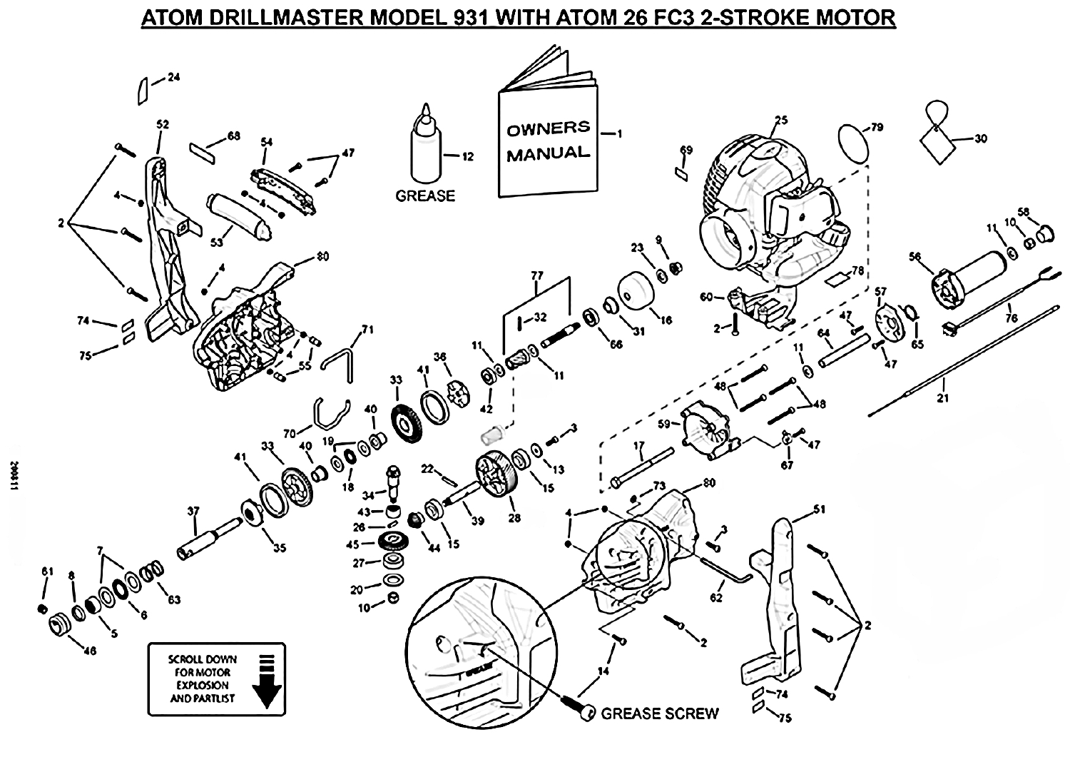# ATOM DRILLMASTER MODEL 931 WITH ATOM 26 FC3 2-STROKE MOTOR

OWNERS MANUAL

GREASE

GREASE SCREW

SCROLL DOWN FOR MOTOR EXPLOSION AND PARTLIST

200811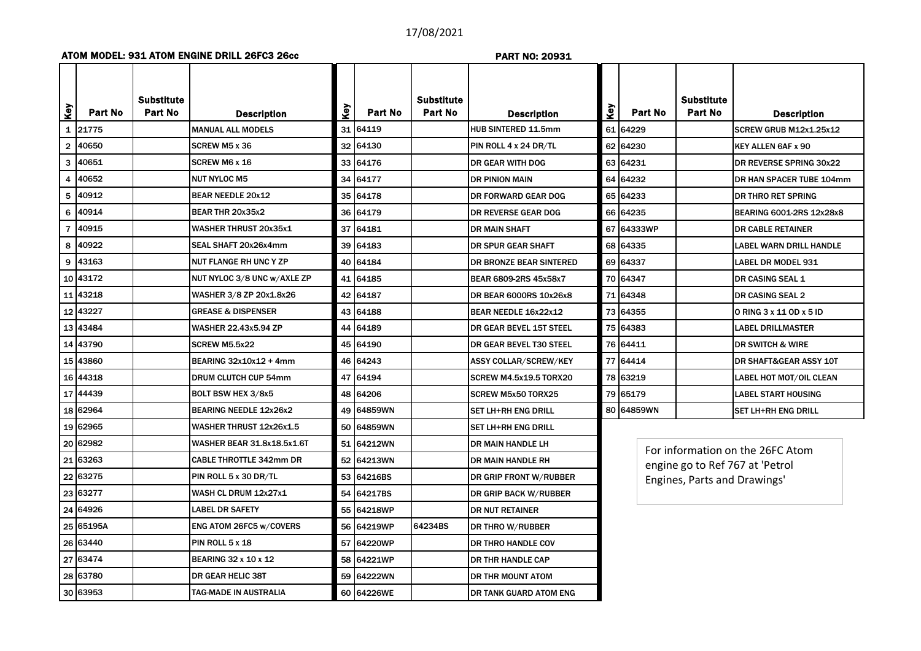17/08/2021

**ATOM MODEL: 931 ATOM ENGINE DRILL 26FC3 26cc**

**PART NO: 20931**

| Key | Part No | Substitute Part No | Description |
|---|---|---|---|
| 1 | 21775 | | MANUAL ALL MODELS |
| 2 | 40650 | | SCREW M5 x 36 |
| 3 | 40651 | | SCREW M6 x 16 |
| 4 | 40652 | | NUT NYLOC M5 |
| 5 | 40912 | | BEAR NEEDLE 20x12 |
| 6 | 40914 | | BEAR THR 20x35x2 |
| 7 | 40915 | | WASHER THRUST 20x35x1 |
| 8 | 40922 | | SEAL SHAFT 20x26x4mm |
| 9 | 43163 | | NUT FLANGE RH UNC Y ZP |
| 10 | 43172 | | NUT NYLOC 3/8 UNC w/AXLE ZP |
| 11 | 43218 | | WASHER 3/8 ZP 20x1.8x26 |
| 12 | 43227 | | GREASE & DISPENSER |
| 13 | 43484 | | WASHER 22.43x5.94 ZP |
| 14 | 43790 | | SCREW M5.5x22 |
| 15 | 43860 | | BEARING 32x10x12 + 4mm |
| 16 | 44318 | | DRUM CLUTCH CUP 54mm |
| 17 | 44439 | | BOLT BSW HEX 3/8x5 |
| 18 | 62964 | | BEARING NEEDLE 12x26x2 |
| 19 | 62965 | | WASHER THRUST 12x26x1.5 |
| 20 | 62982 | | WASHER BEAR 31.8x18.5x1.6T |
| 21 | 63263 | | CABLE THROTTLE 342mm DR |
| 22 | 63275 | | PIN ROLL 5 x 30 DR/TL |
| 23 | 63277 | | WASH CL DRUM 12x27x1 |
| 24 | 64926 | | LABEL DR SAFETY |
| 25 | 65195A | | ENG ATOM 26FC5 w/COVERS |
| 26 | 63440 | | PIN ROLL 5 x 18 |
| 27 | 63474 | | BEARING 32 x 10 x 12 |
| 28 | 63780 | | DR GEAR HELIC 38T |
| 30 | 63953 | | TAG-MADE IN AUSTRALIA |
| 31 | 64119 | | HUB SINTERED 11.5mm |
| 32 | 64130 | | PIN ROLL 4 x 24 DR/TL |
| 33 | 64176 | | DR GEAR WITH DOG |
| 34 | 64177 | | DR PINION MAIN |
| 35 | 64178 | | DR FORWARD GEAR DOG |
| 36 | 64179 | | DR REVERSE GEAR DOG |
| 37 | 64181 | | DR MAIN SHAFT |
| 39 | 64183 | | DR SPUR GEAR SHAFT |
| 40 | 64184 | | DR BRONZE BEAR SINTERED |
| 41 | 64185 | | BEAR 6809-2RS 45x58x7 |
| 42 | 64187 | | DR BEAR 6000RS 10x26x8 |
| 43 | 64188 | | BEAR NEEDLE 16x22x12 |
| 44 | 64189 | | DR GEAR BEVEL 15T STEEL |
| 45 | 64190 | | DR GEAR BEVEL T30 STEEL |
| 46 | 64243 | | ASSY COLLAR/SCREW/KEY |
| 47 | 64194 | | SCREW M4.5x19.5 TORX20 |
| 48 | 64206 | | SCREW M5x50 TORX25 |
| 49 | 64859WN | | SET LH+RH ENG DRILL |
| 50 | 64859WN | | SET LH+RH ENG DRILL |
| 51 | 64212WN | | DR MAIN HANDLE LH |
| 52 | 64213WN | | DR MAIN HANDLE RH |
| 53 | 64216BS | | DR GRIP FRONT W/RUBBER |
| 54 | 64217BS | | DR GRIP BACK W/RUBBER |
| 55 | 64218WP | | DR NUT RETAINER |
| 56 | 64219WP | 64234BS | DR THRO W/RUBBER |
| 57 | 64220WP | | DR THRO HANDLE COV |
| 58 | 64221WP | | DR THR HANDLE CAP |
| 59 | 64222WN | | DR THR MOUNT ATOM |
| 60 | 64226WE | | DR TANK GUARD ATOM ENG |
| 61 | 64229 | | SCREW GRUB M12x1.25x12 |
| 62 | 64230 | | KEY ALLEN 6AF x 90 |
| 63 | 64231 | | DR REVERSE SPRING 30x22 |
| 64 | 64232 | | DR HAN SPACER TUBE 104mm |
| 65 | 64233 | | DR THRO RET SPRING |
| 66 | 64235 | | BEARING 6001-2RS 12x28x8 |
| 67 | 64333WP | | DR CABLE RETAINER |
| 68 | 64335 | | LABEL WARN DRILL HANDLE |
| 69 | 64337 | | LABEL DR MODEL 931 |
| 70 | 64347 | | DR CASING SEAL 1 |
| 71 | 64348 | | DR CASING SEAL 2 |
| 73 | 64355 | | O RING 3 x 11 OD x 5 ID |
| 75 | 64383 | | LABEL DRILLMASTER |
| 76 | 64411 | | DR SWITCH & WIRE |
| 77 | 64414 | | DR SHAFT&GEAR ASSY 10T |
| 78 | 63219 | | LABEL HOT MOT/OIL CLEAN |
| 79 | 65179 | | LABEL START HOUSING |
| 80 | 64859WN | | SET LH+RH ENG DRILL |

For information on the 26FC Atom engine go to Ref 767 at 'Petrol Engines, Parts and Drawings'